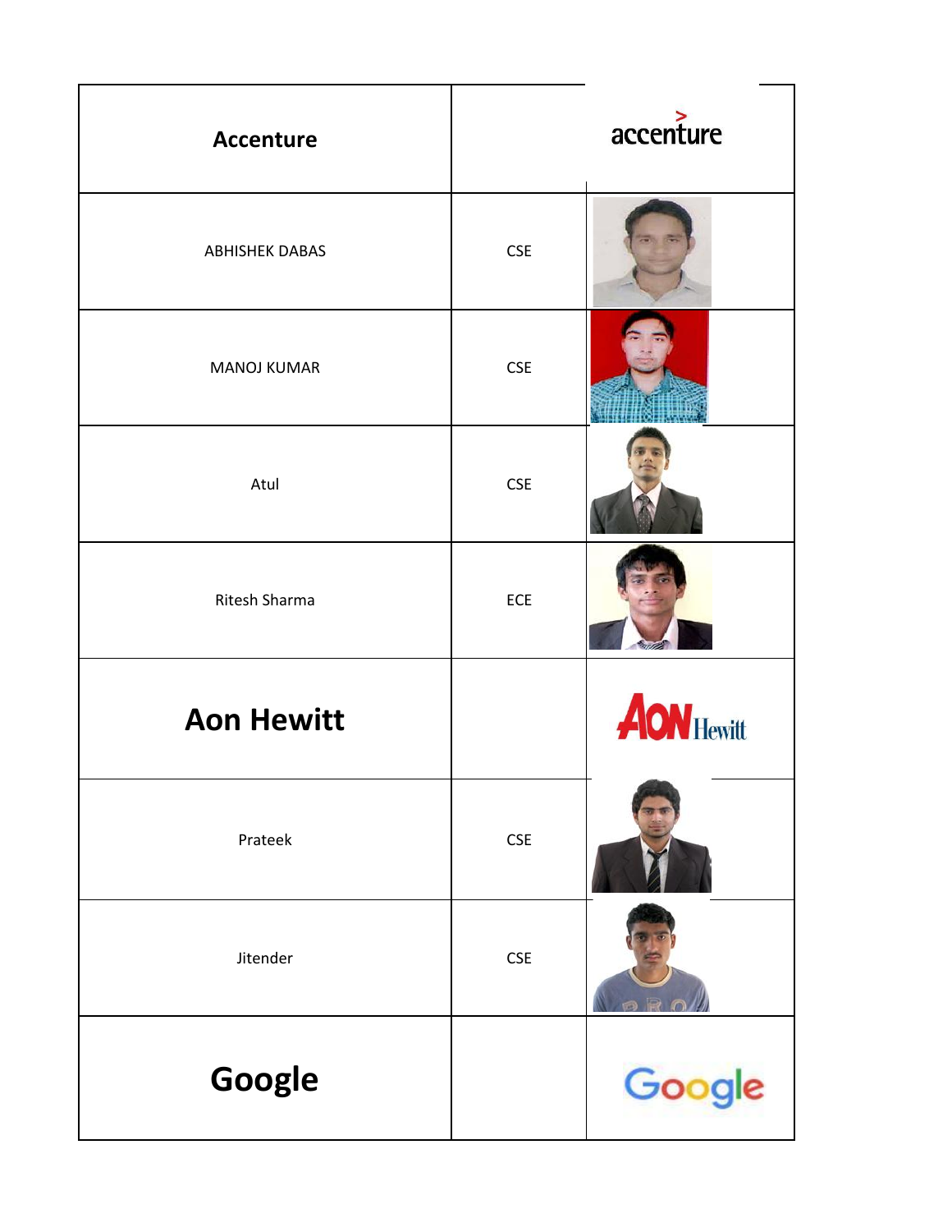| Accenture | | |
|---|---|---|
| ABHISHEK DABAS | CSE | |
| MANOJ KUMAR | CSE | |
| Atul | CSE | |
| Ritesh Sharma | ECE | |
| **Aon Hewitt** | | |
| Prateek | CSE | |
| Jitender | CSE | |
| **Google** | | |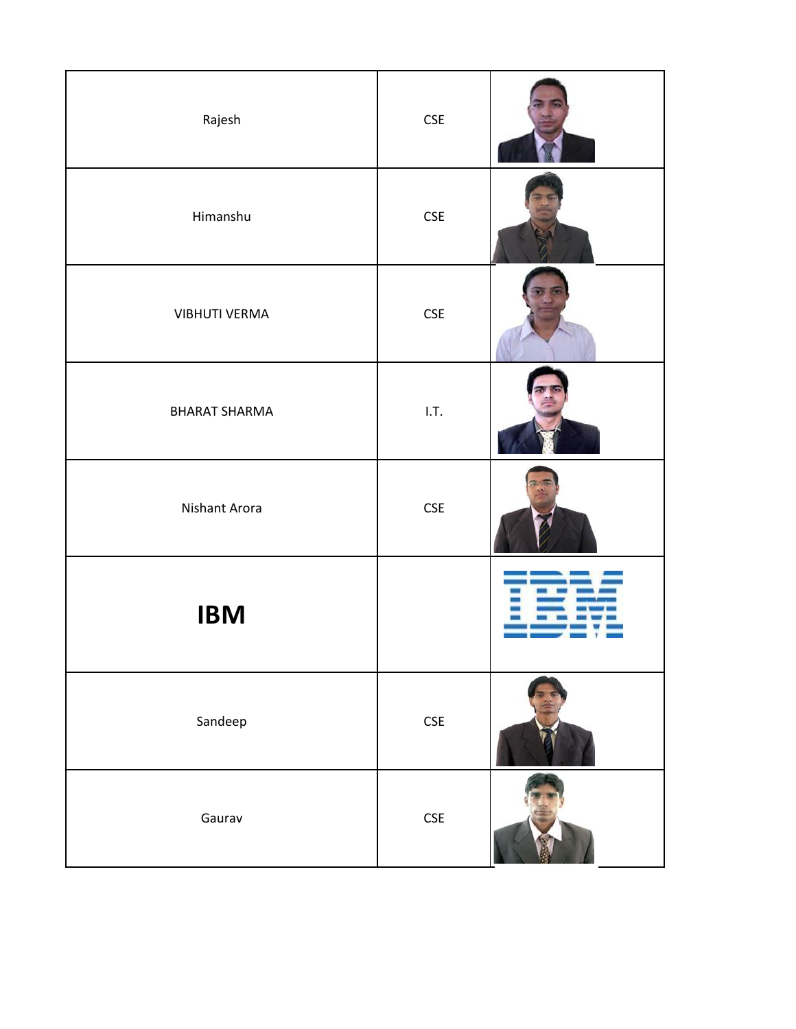| | | |
|---|---|---|
| Rajesh | CSE | |
| Himanshu | CSE | |
| VIBHUTI VERMA | CSE | |
| BHARAT SHARMA | I.T. | |
| Nishant Arora | CSE | |
| **IBM** | | |
| Sandeep | CSE | |
| Gaurav | CSE | |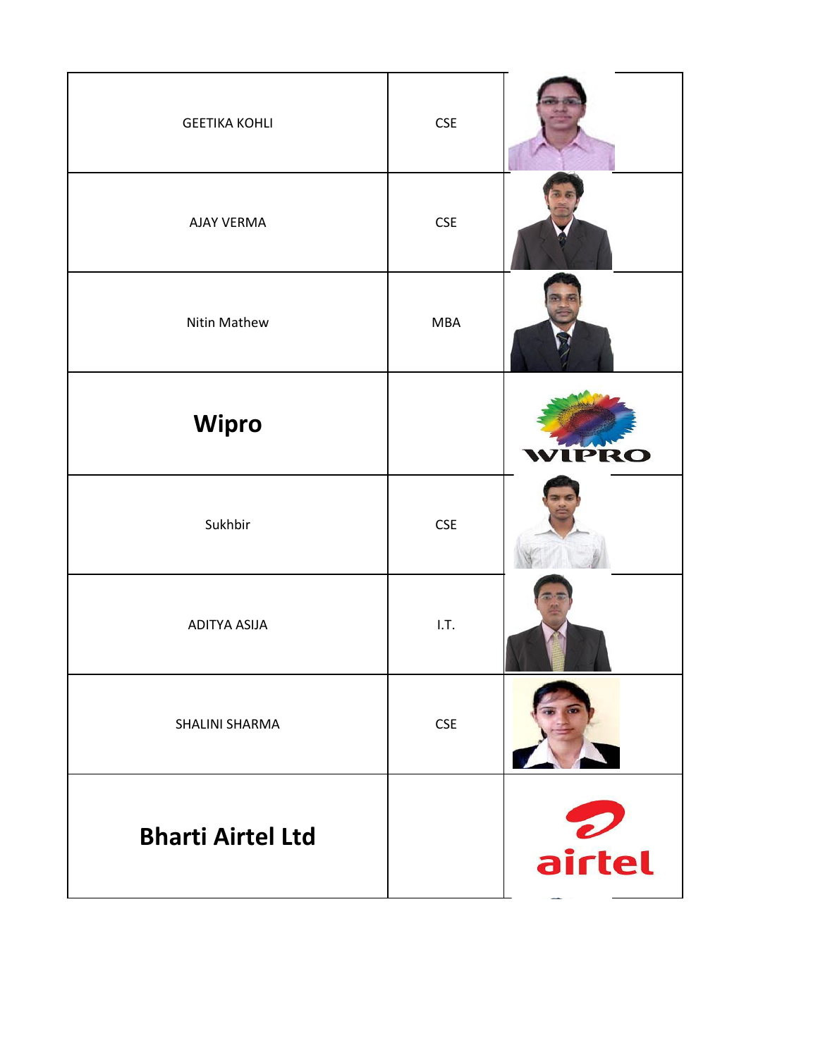| | | |
|---|---|---|
| GEETIKA KOHLI | CSE | |
| AJAY VERMA | CSE | |
| Nitin Mathew | MBA | |
| **Wipro** | | |
| Sukhbir | CSE | |
| ADITYA ASIJA | I.T. | |
| SHALINI SHARMA | CSE | |
| **Bharti Airtel Ltd** | | |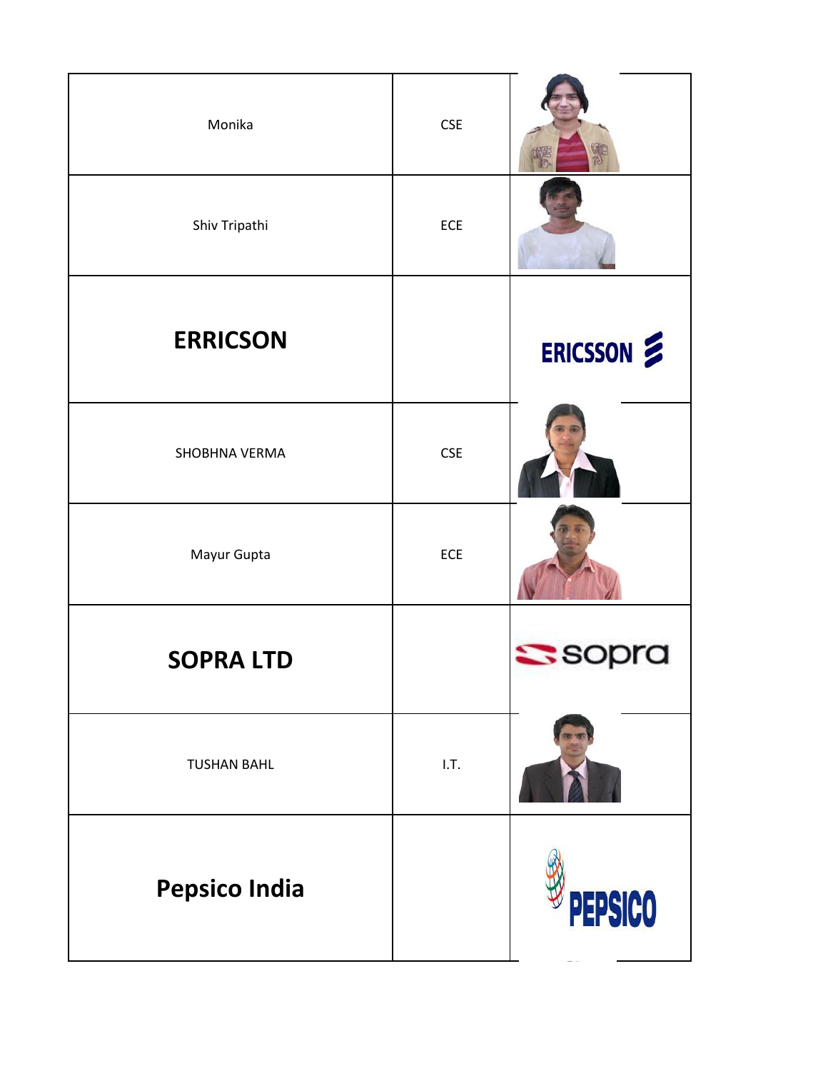| | | |
|---|---|---|
| Monika | CSE | |
| Shiv Tripathi | ECE | |
| **ERRICSON** | | ERICSSON |
| SHOBHNA VERMA | CSE | |
| Mayur Gupta | ECE | |
| **SOPRA LTD** | | sopra |
| TUSHAN BAHL | I.T. | |
| **Pepsico India** | | PEPSICO |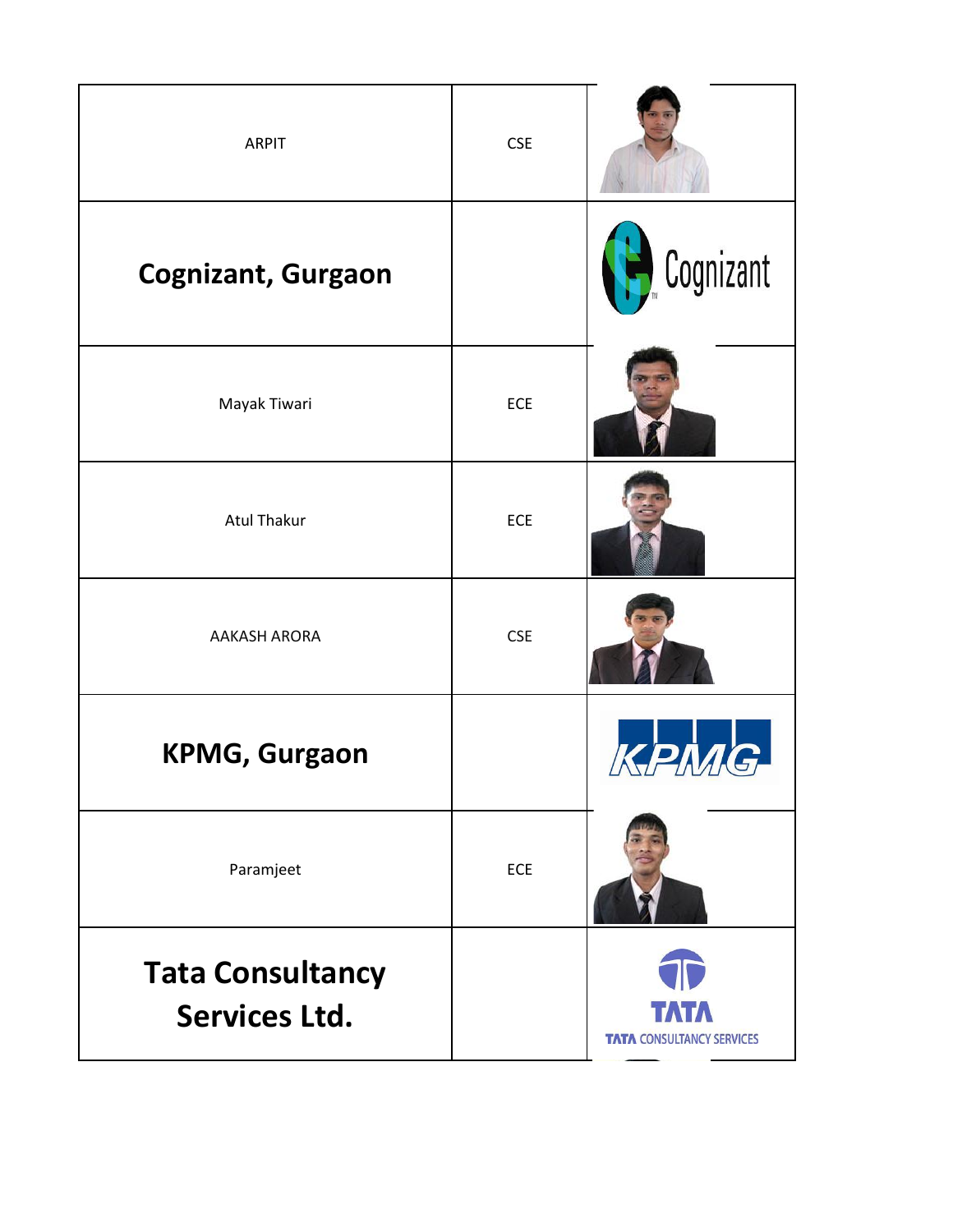| | | |
|---|---|---|
| ARPIT | CSE | |
| **Cognizant, Gurgaon** | | |
| Mayak Tiwari | ECE | |
| Atul Thakur | ECE | |
| AAKASH ARORA | CSE | |
| **KPMG, Gurgaon** | | |
| Paramjeet | ECE | |
| **Tata Consultancy Services Ltd.** | | |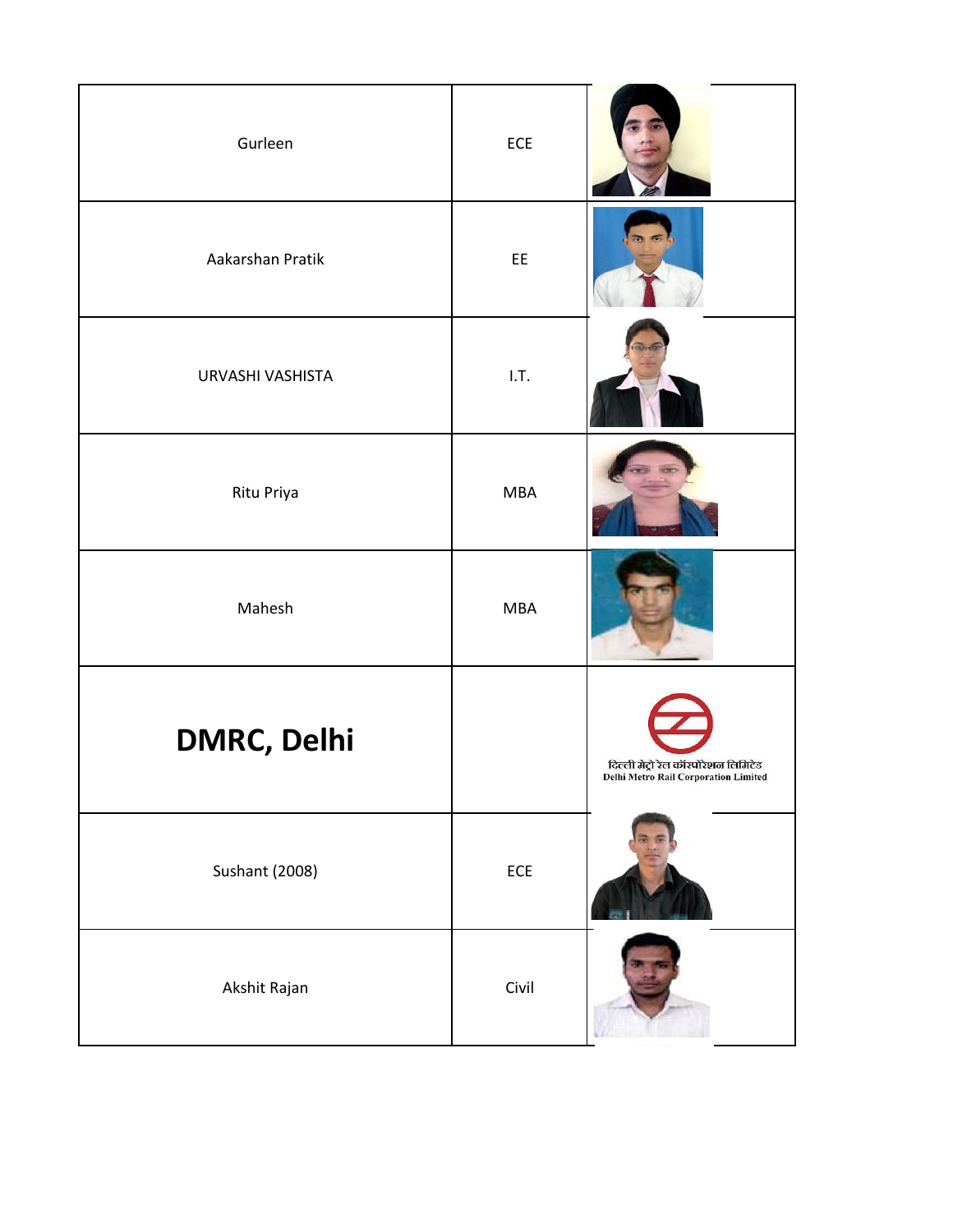| | | |
|---|---|---|
| Gurleen | ECE | |
| Aakarshan Pratik | EE | |
| URVASHI VASHISTA | I.T. | |
| Ritu Priya | MBA | |
| Mahesh | MBA | |
| **DMRC, Delhi** | | दिल्ली मेट्रो रेल कॉरपोरेशन लिमिटेड Delhi Metro Rail Corporation Limited |
| Sushant (2008) | ECE | |
| Akshit Rajan | Civil | |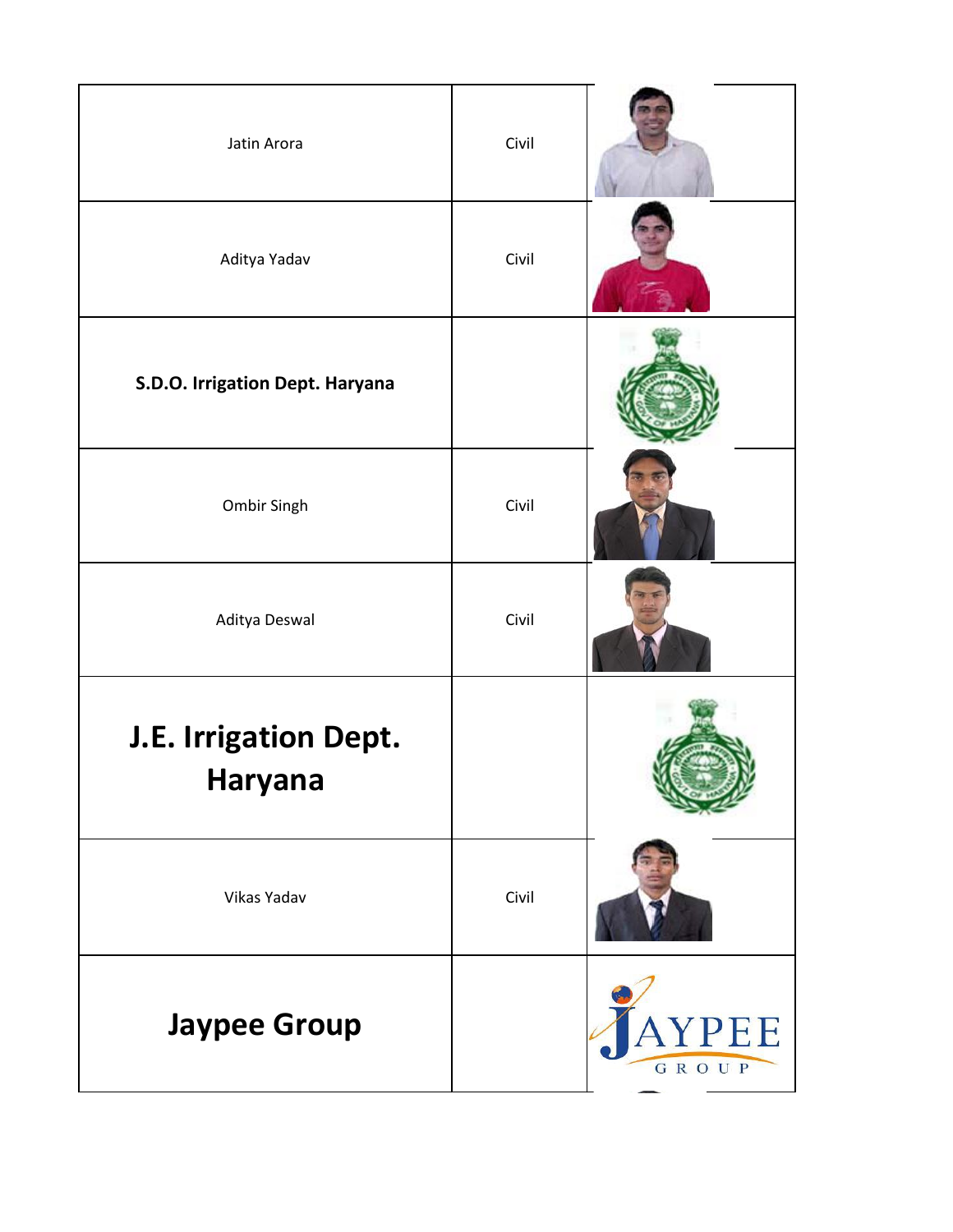| | | |
|---|---|---|
| Jatin Arora | Civil | |
| Aditya Yadav | Civil | |
| **S.D.O. Irrigation Dept. Haryana** | | |
| Ombir Singh | Civil | |
| Aditya Deswal | Civil | |
| **J.E. Irrigation Dept. Haryana** | | |
| Vikas Yadav | Civil | |
| **Jaypee Group** | | |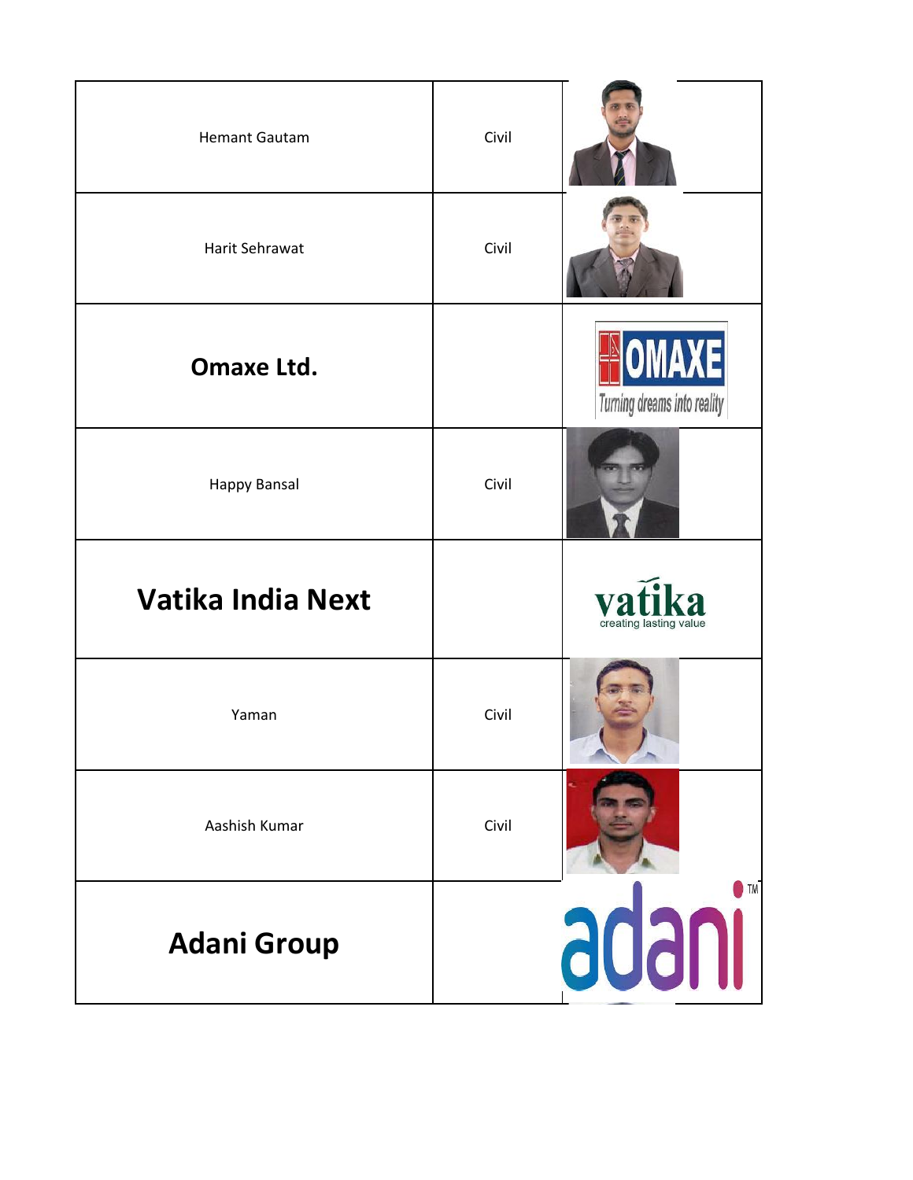| | | |
|---|---|---|
| Hemant Gautam | Civil | |
| Harit Sehrawat | Civil | |
| **Omaxe Ltd.** | | |
| Happy Bansal | Civil | |
| **Vatika India Next** | | |
| Yaman | Civil | |
| Aashish Kumar | Civil | |
| **Adani Group** | | |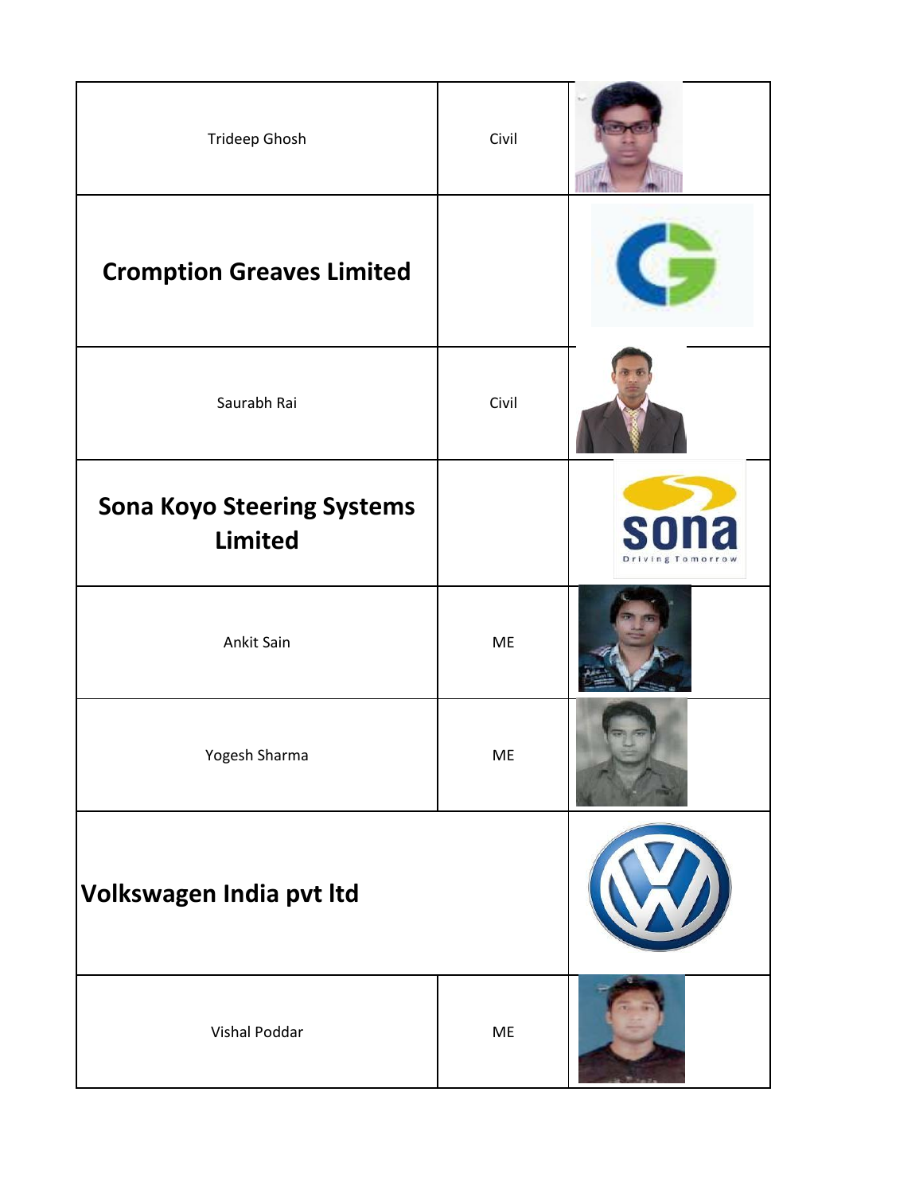| | | |
|---|---|---|
| Trideep Ghosh | Civil | |
| **Cromption Greaves Limited** | | |
| Saurabh Rai | Civil | |
| **Sona Koyo Steering Systems Limited** | | |
| Ankit Sain | ME | |
| Yogesh Sharma | ME | |
| **Volkswagen India pvt ltd** | | |
| Vishal Poddar | ME | |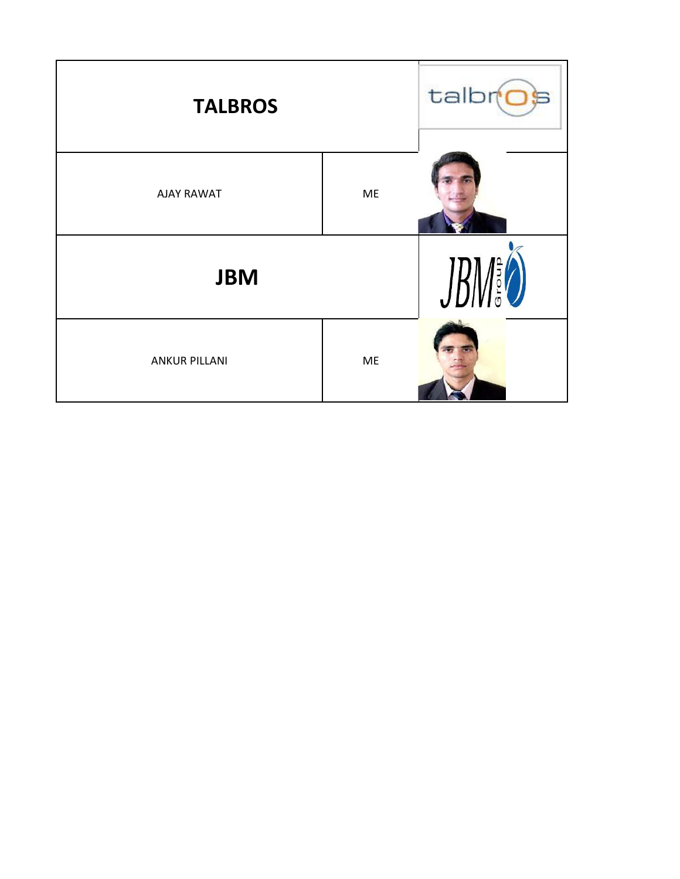| | | |
|---|---|---|
| **TALBROS** | | |
| AJAY RAWAT | ME | |
| **JBM** | | |
| ANKUR PILLANI | ME | |